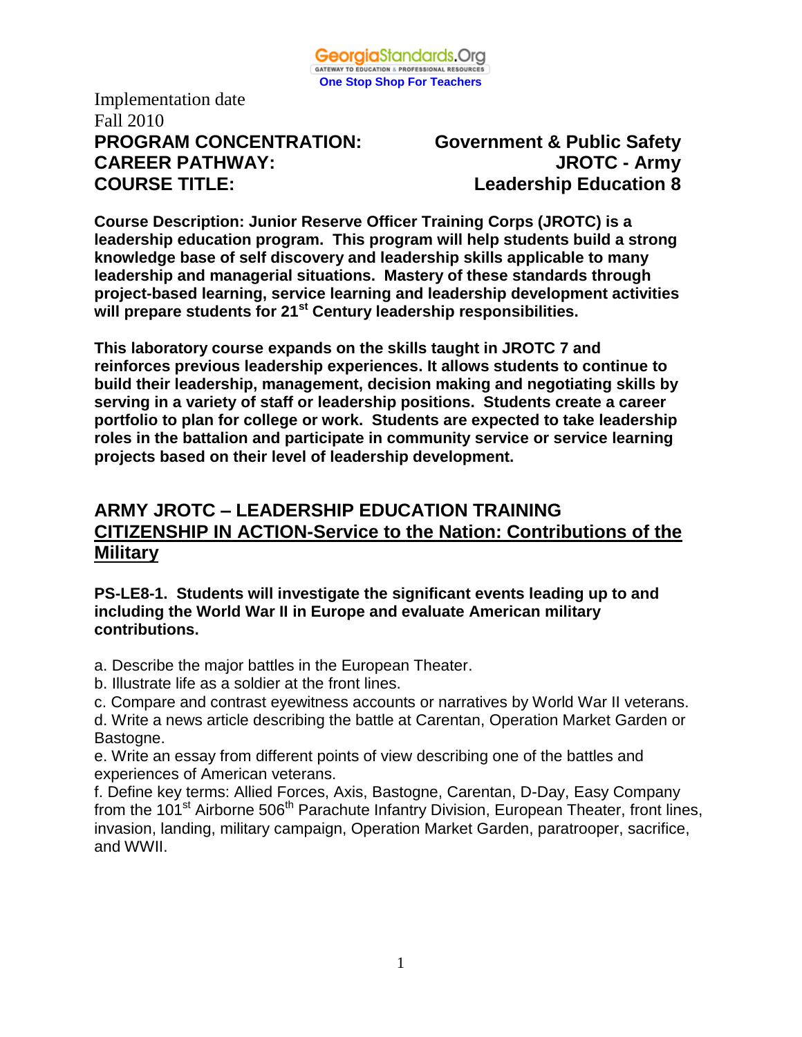GeorgiaStandards.Org
GATEWAY TO EDUCATION & PROFESSIONAL RESOURCES
One Stop Shop For Teachers

Implementation date
Fall 2010

**PROGRAM CONCENTRATION:** **Government & Public Safety**
**CAREER PATHWAY:** **JROTC - Army**
**COURSE TITLE:** **Leadership Education 8**

**Course Description: Junior Reserve Officer Training Corps (JROTC) is a leadership education program. This program will help students build a strong knowledge base of self discovery and leadership skills applicable to many leadership and managerial situations. Mastery of these standards through project-based learning, service learning and leadership development activities will prepare students for 21st Century leadership responsibilities.**

**This laboratory course expands on the skills taught in JROTC 7 and reinforces previous leadership experiences. It allows students to continue to build their leadership, management, decision making and negotiating skills by serving in a variety of staff or leadership positions. Students create a career portfolio to plan for college or work. Students are expected to take leadership roles in the battalion and participate in community service or service learning projects based on their level of leadership development.**

## ARMY JROTC – LEADERSHIP EDUCATION TRAINING
## CITIZENSHIP IN ACTION-Service to the Nation: Contributions of the Military

**PS-LE8-1. Students will investigate the significant events leading up to and including the World War II in Europe and evaluate American military contributions.**

a. Describe the major battles in the European Theater.
b. Illustrate life as a soldier at the front lines.
c. Compare and contrast eyewitness accounts or narratives by World War II veterans.
d. Write a news article describing the battle at Carentan, Operation Market Garden or Bastogne.
e. Write an essay from different points of view describing one of the battles and experiences of American veterans.
f. Define key terms: Allied Forces, Axis, Bastogne, Carentan, D-Day, Easy Company from the 101st Airborne 506th Parachute Infantry Division, European Theater, front lines, invasion, landing, military campaign, Operation Market Garden, paratrooper, sacrifice, and WWII.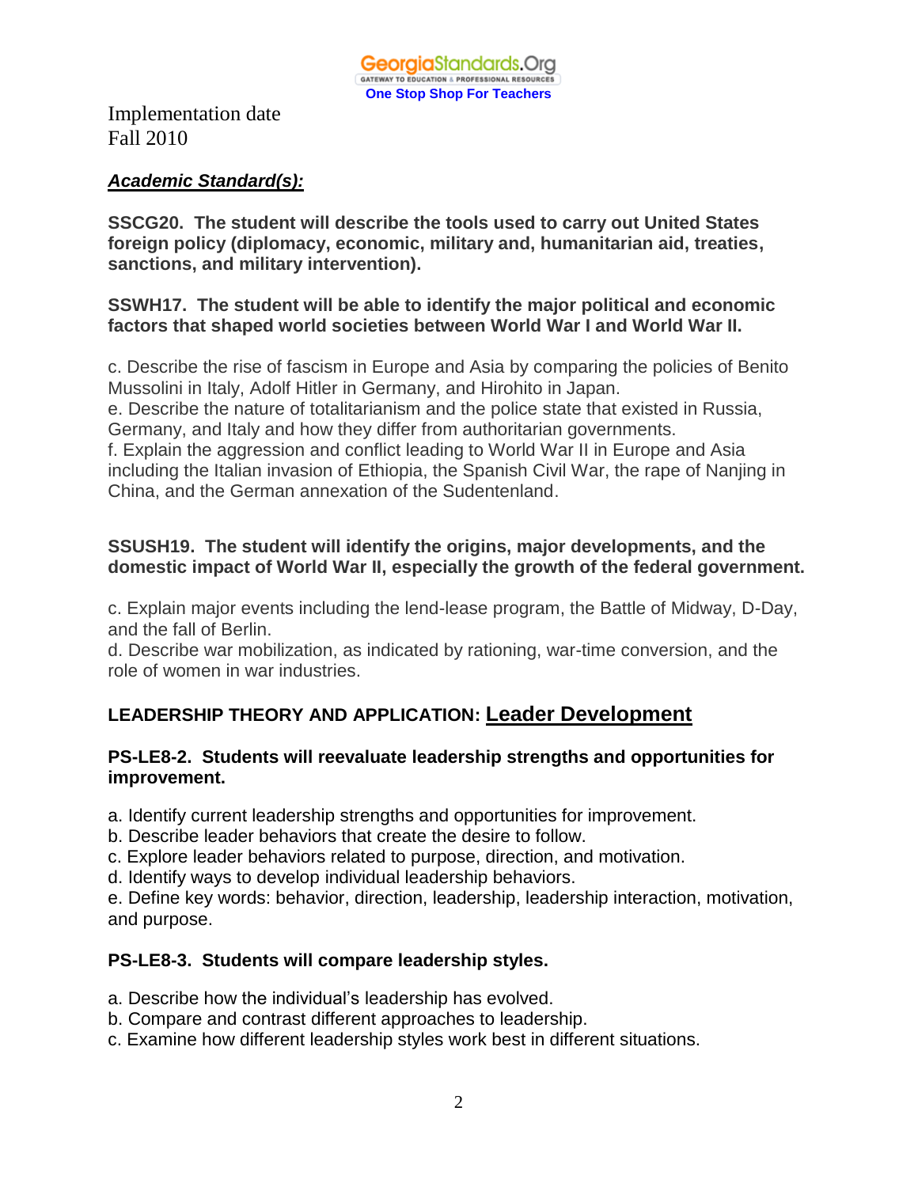Implementation date
Fall 2010

***Academic Standard(s):***

**SSCG20. The student will describe the tools used to carry out United States foreign policy (diplomacy, economic, military and, humanitarian aid, treaties, sanctions, and military intervention).**

**SSWH17. The student will be able to identify the major political and economic factors that shaped world societies between World War I and World War II.**

c. Describe the rise of fascism in Europe and Asia by comparing the policies of Benito Mussolini in Italy, Adolf Hitler in Germany, and Hirohito in Japan.
e. Describe the nature of totalitarianism and the police state that existed in Russia, Germany, and Italy and how they differ from authoritarian governments.
f. Explain the aggression and conflict leading to World War II in Europe and Asia including the Italian invasion of Ethiopia, the Spanish Civil War, the rape of Nanjing in China, and the German annexation of the Sudentenland.

**SSUSH19. The student will identify the origins, major developments, and the domestic impact of World War II, especially the growth of the federal government.**

c. Explain major events including the lend-lease program, the Battle of Midway, D-Day, and the fall of Berlin.
d. Describe war mobilization, as indicated by rationing, war-time conversion, and the role of women in war industries.

**LEADERSHIP THEORY AND APPLICATION: Leader Development**

**PS-LE8-2. Students will reevaluate leadership strengths and opportunities for improvement.**

a. Identify current leadership strengths and opportunities for improvement.
b. Describe leader behaviors that create the desire to follow.
c. Explore leader behaviors related to purpose, direction, and motivation.
d. Identify ways to develop individual leadership behaviors.
e. Define key words: behavior, direction, leadership, leadership interaction, motivation, and purpose.

**PS-LE8-3. Students will compare leadership styles.**

a. Describe how the individual's leadership has evolved.
b. Compare and contrast different approaches to leadership.
c. Examine how different leadership styles work best in different situations.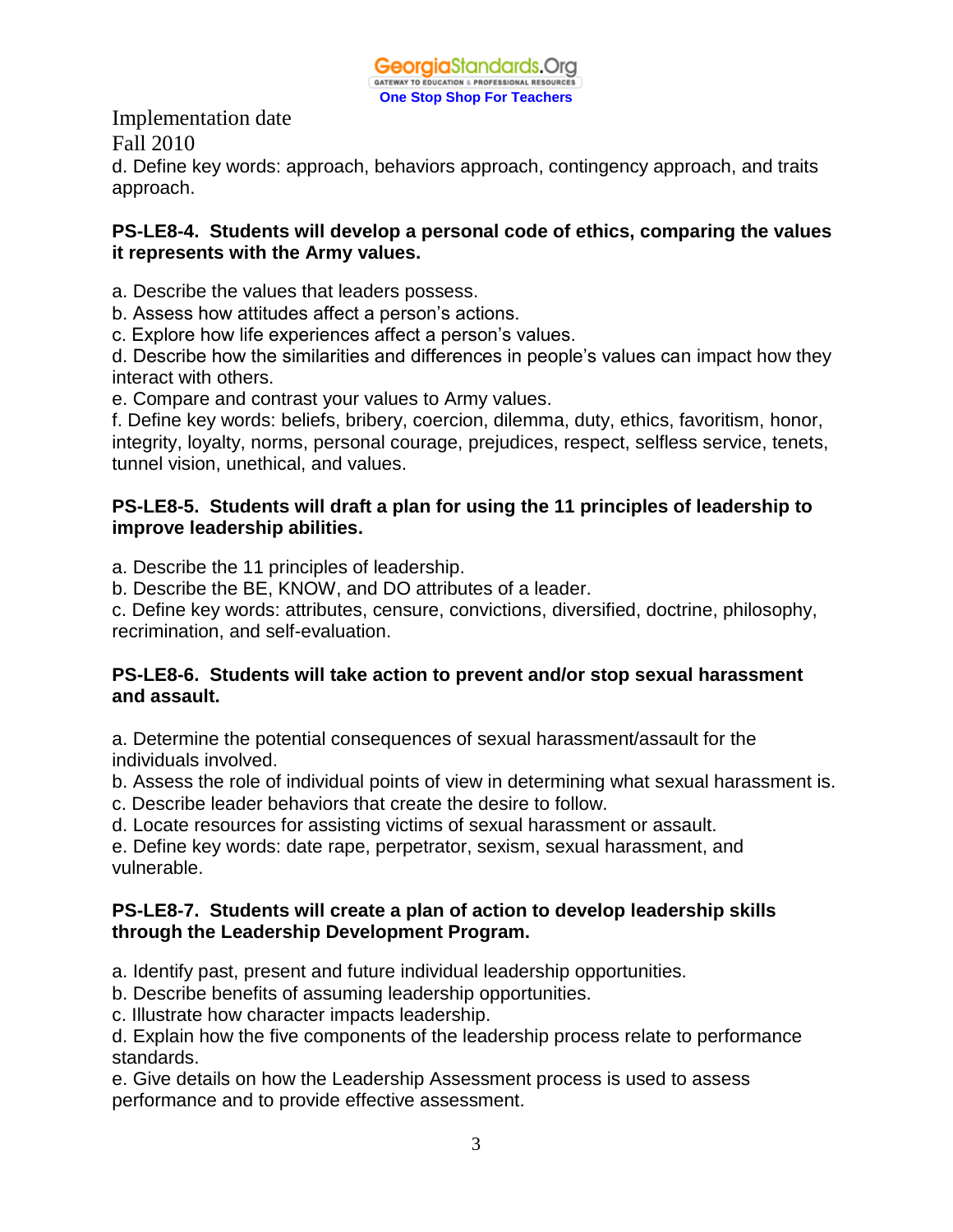Implementation date
Fall 2010

d. Define key words: approach, behaviors approach, contingency approach, and traits approach.

**PS-LE8-4. Students will develop a personal code of ethics, comparing the values it represents with the Army values.**

a. Describe the values that leaders possess.
b. Assess how attitudes affect a person's actions.
c. Explore how life experiences affect a person's values.
d. Describe how the similarities and differences in people's values can impact how they interact with others.
e. Compare and contrast your values to Army values.
f. Define key words: beliefs, bribery, coercion, dilemma, duty, ethics, favoritism, honor, integrity, loyalty, norms, personal courage, prejudices, respect, selfless service, tenets, tunnel vision, unethical, and values.

**PS-LE8-5. Students will draft a plan for using the 11 principles of leadership to improve leadership abilities.**

a. Describe the 11 principles of leadership.
b. Describe the BE, KNOW, and DO attributes of a leader.
c. Define key words: attributes, censure, convictions, diversified, doctrine, philosophy, recrimination, and self-evaluation.

**PS-LE8-6. Students will take action to prevent and/or stop sexual harassment and assault.**

a. Determine the potential consequences of sexual harassment/assault for the individuals involved.
b. Assess the role of individual points of view in determining what sexual harassment is.
c. Describe leader behaviors that create the desire to follow.
d. Locate resources for assisting victims of sexual harassment or assault.
e. Define key words: date rape, perpetrator, sexism, sexual harassment, and vulnerable.

**PS-LE8-7. Students will create a plan of action to develop leadership skills through the Leadership Development Program.**

a. Identify past, present and future individual leadership opportunities.
b. Describe benefits of assuming leadership opportunities.
c. Illustrate how character impacts leadership.
d. Explain how the five components of the leadership process relate to performance standards.
e. Give details on how the Leadership Assessment process is used to assess performance and to provide effective assessment.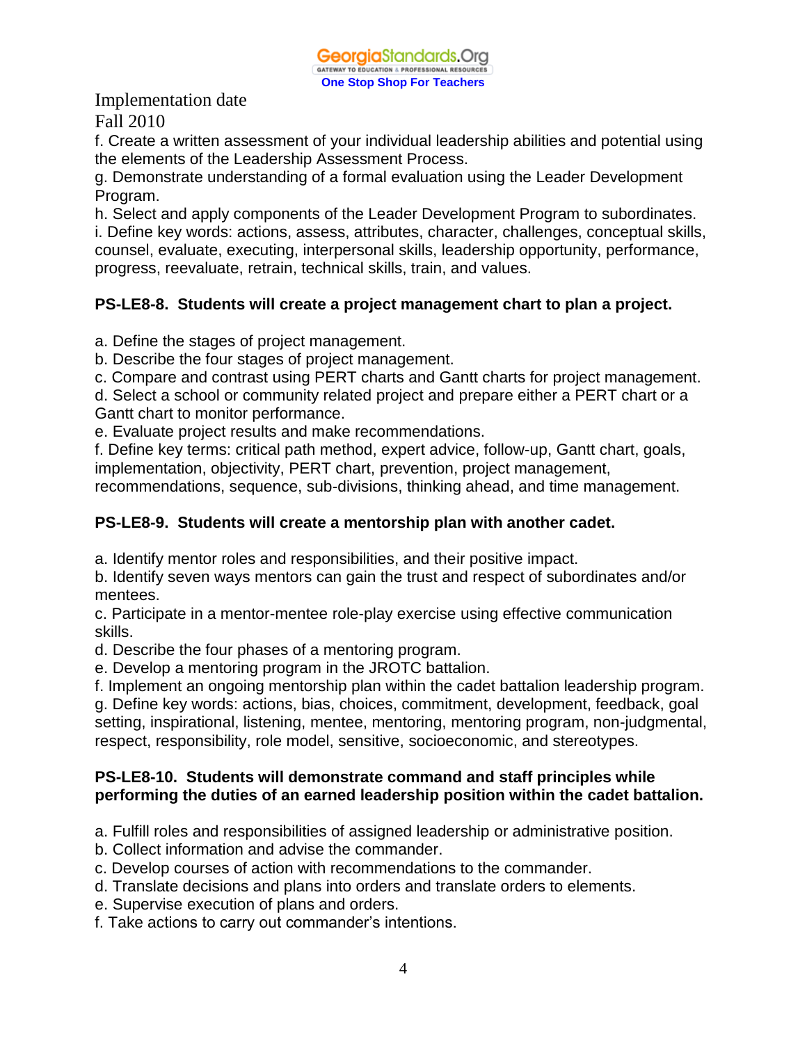Implementation date
Fall 2010

f. Create a written assessment of your individual leadership abilities and potential using the elements of the Leadership Assessment Process.
g. Demonstrate understanding of a formal evaluation using the Leader Development Program.
h. Select and apply components of the Leader Development Program to subordinates.
i. Define key words: actions, assess, attributes, character, challenges, conceptual skills, counsel, evaluate, executing, interpersonal skills, leadership opportunity, performance, progress, reevaluate, retrain, technical skills, train, and values.

**PS-LE8-8. Students will create a project management chart to plan a project.**

a. Define the stages of project management.
b. Describe the four stages of project management.
c. Compare and contrast using PERT charts and Gantt charts for project management.
d. Select a school or community related project and prepare either a PERT chart or a Gantt chart to monitor performance.
e. Evaluate project results and make recommendations.
f. Define key terms: critical path method, expert advice, follow-up, Gantt chart, goals, implementation, objectivity, PERT chart, prevention, project management, recommendations, sequence, sub-divisions, thinking ahead, and time management.

**PS-LE8-9. Students will create a mentorship plan with another cadet.**

a. Identify mentor roles and responsibilities, and their positive impact.
b. Identify seven ways mentors can gain the trust and respect of subordinates and/or mentees.
c. Participate in a mentor-mentee role-play exercise using effective communication skills.
d. Describe the four phases of a mentoring program.
e. Develop a mentoring program in the JROTC battalion.
f. Implement an ongoing mentorship plan within the cadet battalion leadership program.
g. Define key words: actions, bias, choices, commitment, development, feedback, goal setting, inspirational, listening, mentee, mentoring, mentoring program, non-judgmental, respect, responsibility, role model, sensitive, socioeconomic, and stereotypes.

**PS-LE8-10. Students will demonstrate command and staff principles while performing the duties of an earned leadership position within the cadet battalion.**

a. Fulfill roles and responsibilities of assigned leadership or administrative position.
b. Collect information and advise the commander.
c. Develop courses of action with recommendations to the commander.
d. Translate decisions and plans into orders and translate orders to elements.
e. Supervise execution of plans and orders.
f. Take actions to carry out commander's intentions.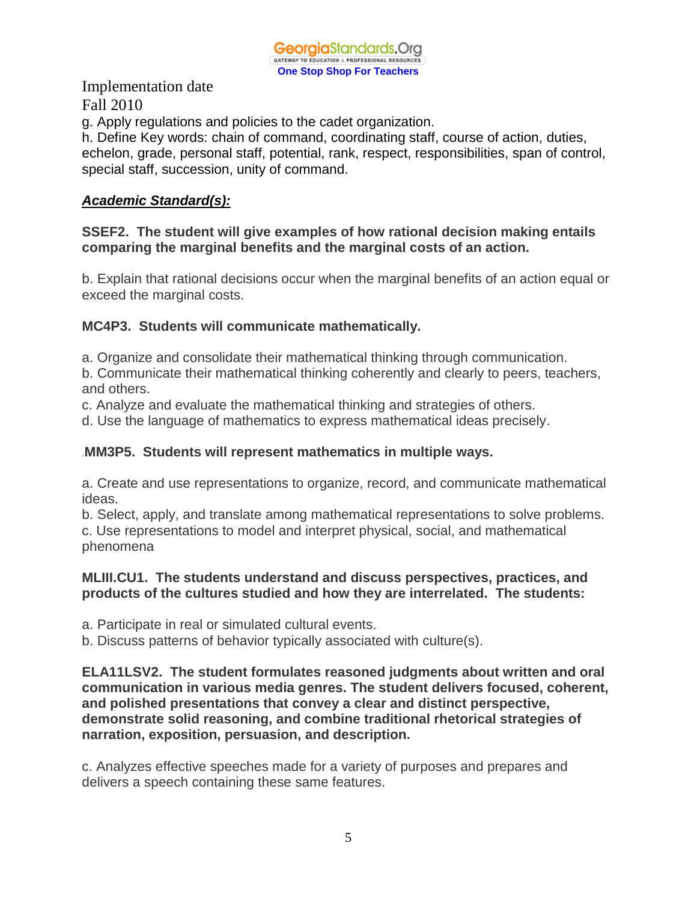Implementation date
Fall 2010

g. Apply regulations and policies to the cadet organization.
h. Define Key words: chain of command, coordinating staff, course of action, duties, echelon, grade, personal staff, potential, rank, respect, responsibilities, span of control, special staff, succession, unity of command.

***Academic Standard(s):***

**SSEF2. The student will give examples of how rational decision making entails comparing the marginal benefits and the marginal costs of an action.**

b. Explain that rational decisions occur when the marginal benefits of an action equal or exceed the marginal costs.

**MC4P3. Students will communicate mathematically.**

a. Organize and consolidate their mathematical thinking through communication.
b. Communicate their mathematical thinking coherently and clearly to peers, teachers, and others.
c. Analyze and evaluate the mathematical thinking and strategies of others.
d. Use the language of mathematics to express mathematical ideas precisely.

.**MM3P5. Students will represent mathematics in multiple ways.**

a. Create and use representations to organize, record, and communicate mathematical ideas.
b. Select, apply, and translate among mathematical representations to solve problems.
c. Use representations to model and interpret physical, social, and mathematical phenomena

**MLIII.CU1. The students understand and discuss perspectives, practices, and products of the cultures studied and how they are interrelated. The students:**

a. Participate in real or simulated cultural events.
b. Discuss patterns of behavior typically associated with culture(s).

**ELA11LSV2. The student formulates reasoned judgments about written and oral communication in various media genres. The student delivers focused, coherent, and polished presentations that convey a clear and distinct perspective, demonstrate solid reasoning, and combine traditional rhetorical strategies of narration, exposition, persuasion, and description.**

c. Analyzes effective speeches made for a variety of purposes and prepares and delivers a speech containing these same features.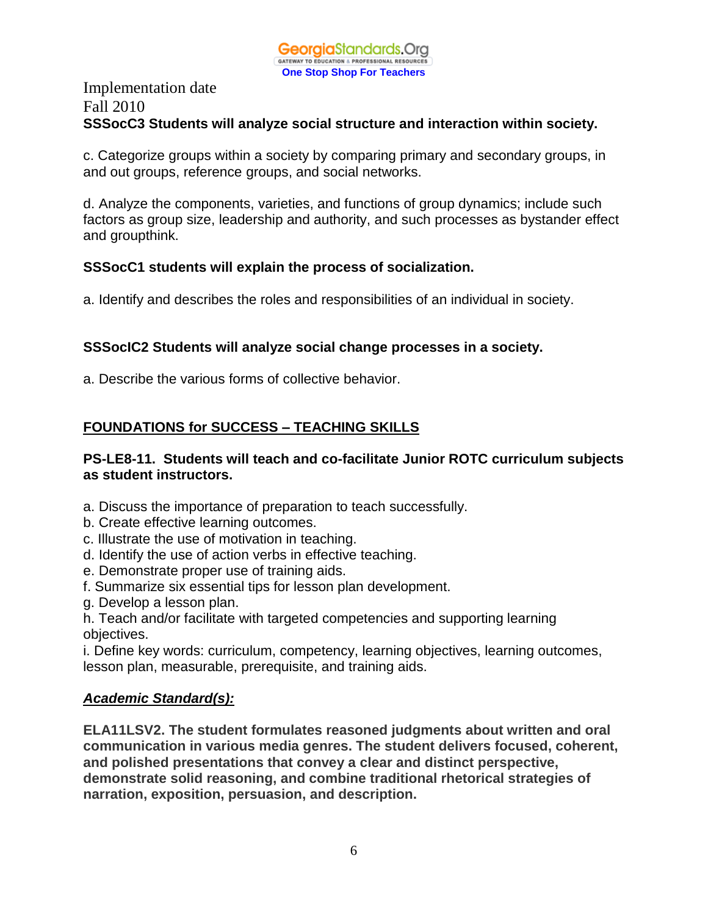Implementation date
Fall 2010

**SSSocC3 Students will analyze social structure and interaction within society.**

c. Categorize groups within a society by comparing primary and secondary groups, in and out groups, reference groups, and social networks.

d. Analyze the components, varieties, and functions of group dynamics; include such factors as group size, leadership and authority, and such processes as bystander effect and groupthink.

**SSSocC1 students will explain the process of socialization.**

a. Identify and describes the roles and responsibilities of an individual in society.

**SSSocIC2 Students will analyze social change processes in a society.**

a. Describe the various forms of collective behavior.

**<u>FOUNDATIONS for SUCCESS – TEACHING SKILLS</u>**

**PS-LE8-11. Students will teach and co-facilitate Junior ROTC curriculum subjects as student instructors.**

a. Discuss the importance of preparation to teach successfully.
b. Create effective learning outcomes.
c. Illustrate the use of motivation in teaching.
d. Identify the use of action verbs in effective teaching.
e. Demonstrate proper use of training aids.
f. Summarize six essential tips for lesson plan development.
g. Develop a lesson plan.
h. Teach and/or facilitate with targeted competencies and supporting learning objectives.
i. Define key words: curriculum, competency, learning objectives, learning outcomes, lesson plan, measurable, prerequisite, and training aids.

***<u>Academic Standard(s):</u>***

**ELA11LSV2. The student formulates reasoned judgments about written and oral communication in various media genres. The student delivers focused, coherent, and polished presentations that convey a clear and distinct perspective, demonstrate solid reasoning, and combine traditional rhetorical strategies of narration, exposition, persuasion, and description.**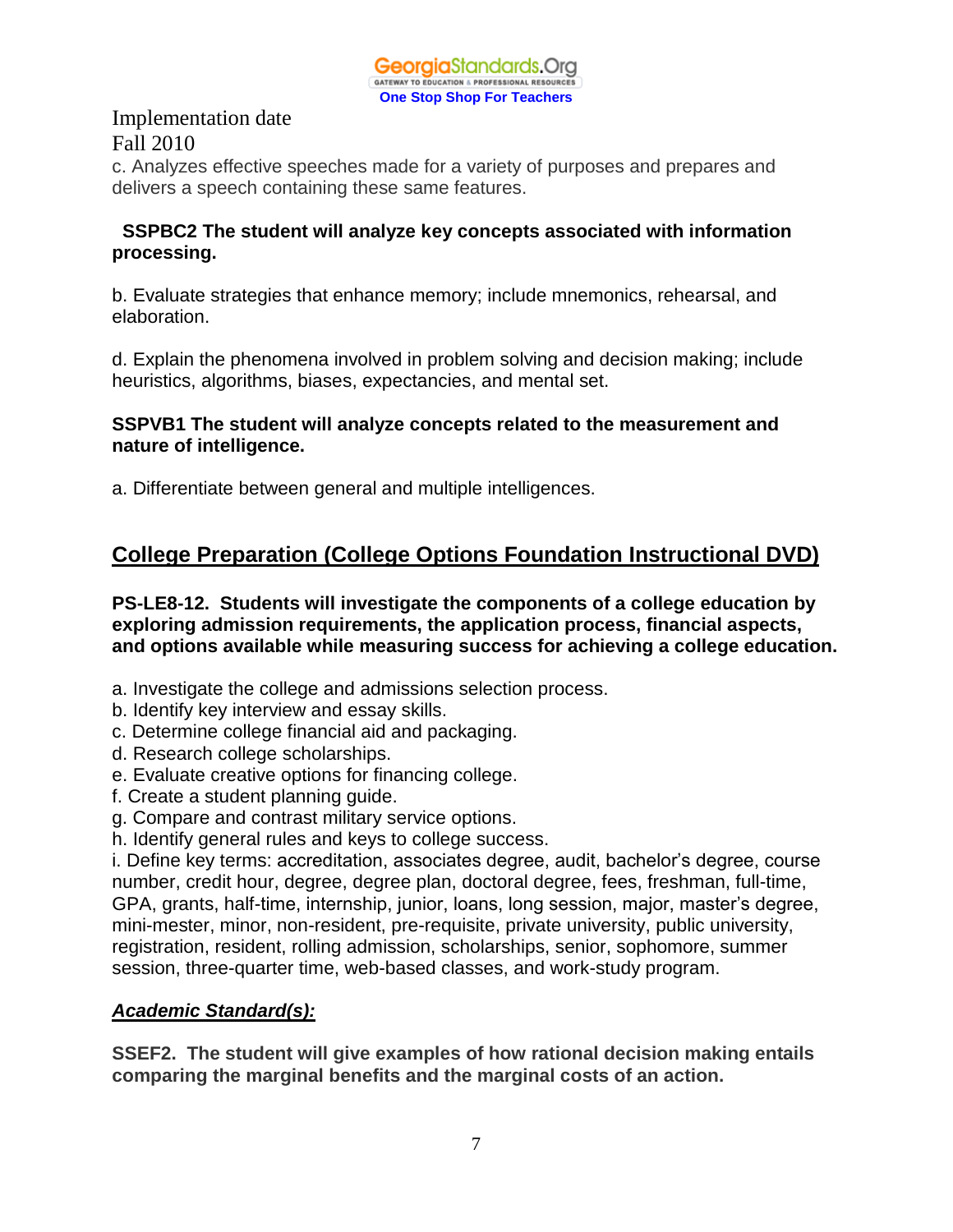Implementation date
Fall 2010

c. Analyzes effective speeches made for a variety of purposes and prepares and delivers a speech containing these same features.

**SSPBC2 The student will analyze key concepts associated with information processing.**

b. Evaluate strategies that enhance memory; include mnemonics, rehearsal, and elaboration.

d. Explain the phenomena involved in problem solving and decision making; include heuristics, algorithms, biases, expectancies, and mental set.

**SSPVB1 The student will analyze concepts related to the measurement and nature of intelligence.**

a. Differentiate between general and multiple intelligences.

## College Preparation (College Options Foundation Instructional DVD)

**PS-LE8-12. Students will investigate the components of a college education by exploring admission requirements, the application process, financial aspects, and options available while measuring success for achieving a college education.**

a. Investigate the college and admissions selection process.
b. Identify key interview and essay skills.
c. Determine college financial aid and packaging.
d. Research college scholarships.
e. Evaluate creative options for financing college.
f. Create a student planning guide.
g. Compare and contrast military service options.
h. Identify general rules and keys to college success.
i. Define key terms: accreditation, associates degree, audit, bachelor's degree, course number, credit hour, degree, degree plan, doctoral degree, fees, freshman, full-time, GPA, grants, half-time, internship, junior, loans, long session, major, master's degree, mini-mester, minor, non-resident, pre-requisite, private university, public university, registration, resident, rolling admission, scholarships, senior, sophomore, summer session, three-quarter time, web-based classes, and work-study program.

***Academic Standard(s):***

**SSEF2. The student will give examples of how rational decision making entails comparing the marginal benefits and the marginal costs of an action.**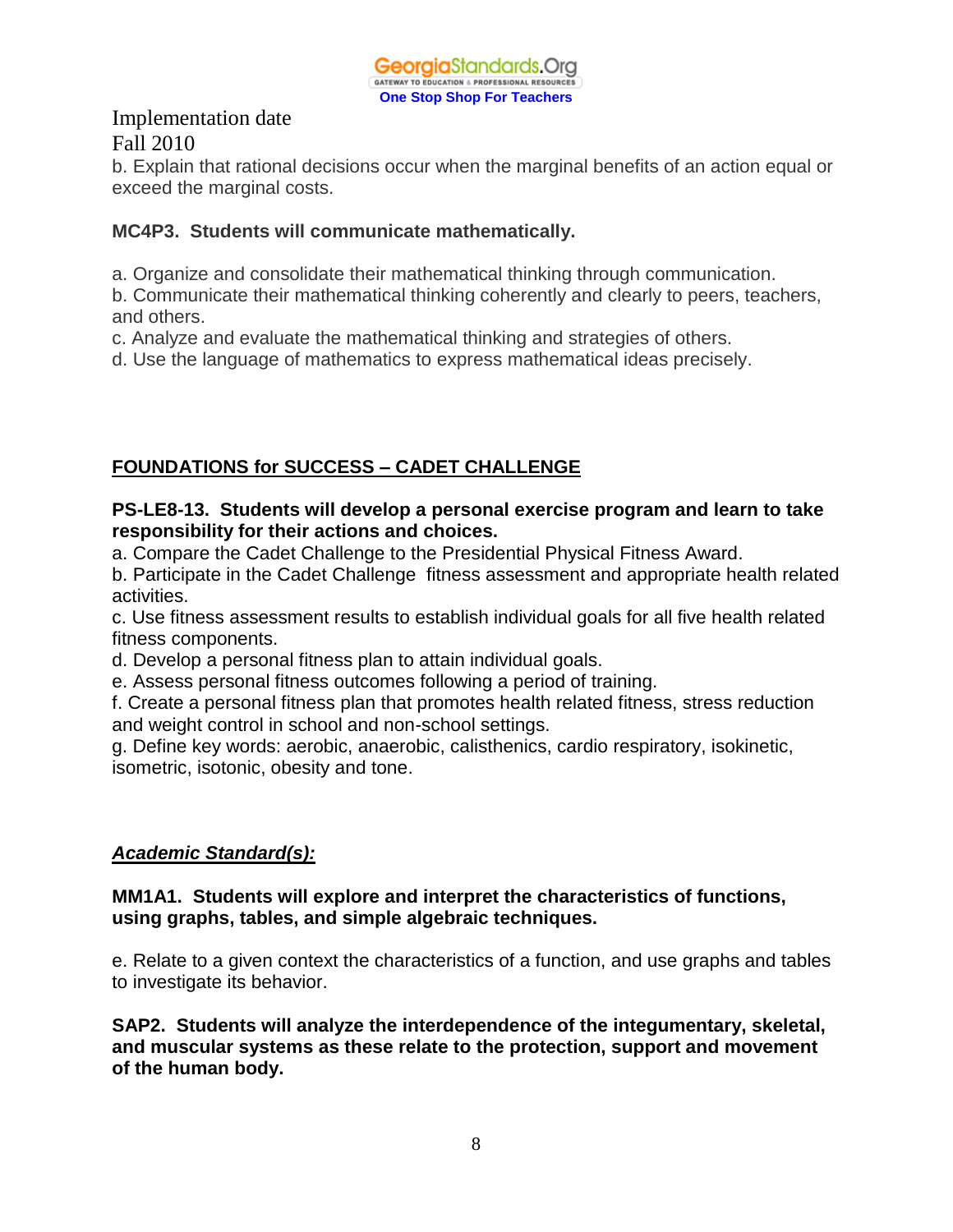Implementation date
Fall 2010

b. Explain that rational decisions occur when the marginal benefits of an action equal or exceed the marginal costs.

**MC4P3. Students will communicate mathematically.**

a. Organize and consolidate their mathematical thinking through communication.
b. Communicate their mathematical thinking coherently and clearly to peers, teachers, and others.
c. Analyze and evaluate the mathematical thinking and strategies of others.
d. Use the language of mathematics to express mathematical ideas precisely.

## FOUNDATIONS for SUCCESS – CADET CHALLENGE

**PS-LE8-13. Students will develop a personal exercise program and learn to take responsibility for their actions and choices.**

a. Compare the Cadet Challenge to the Presidential Physical Fitness Award.
b. Participate in the Cadet Challenge fitness assessment and appropriate health related activities.
c. Use fitness assessment results to establish individual goals for all five health related fitness components.
d. Develop a personal fitness plan to attain individual goals.
e. Assess personal fitness outcomes following a period of training.
f. Create a personal fitness plan that promotes health related fitness, stress reduction and weight control in school and non-school settings.
g. Define key words: aerobic, anaerobic, calisthenics, cardio respiratory, isokinetic, isometric, isotonic, obesity and tone.

***Academic Standard(s):***

**MM1A1. Students will explore and interpret the characteristics of functions, using graphs, tables, and simple algebraic techniques.**

e. Relate to a given context the characteristics of a function, and use graphs and tables to investigate its behavior.

**SAP2. Students will analyze the interdependence of the integumentary, skeletal, and muscular systems as these relate to the protection, support and movement of the human body.**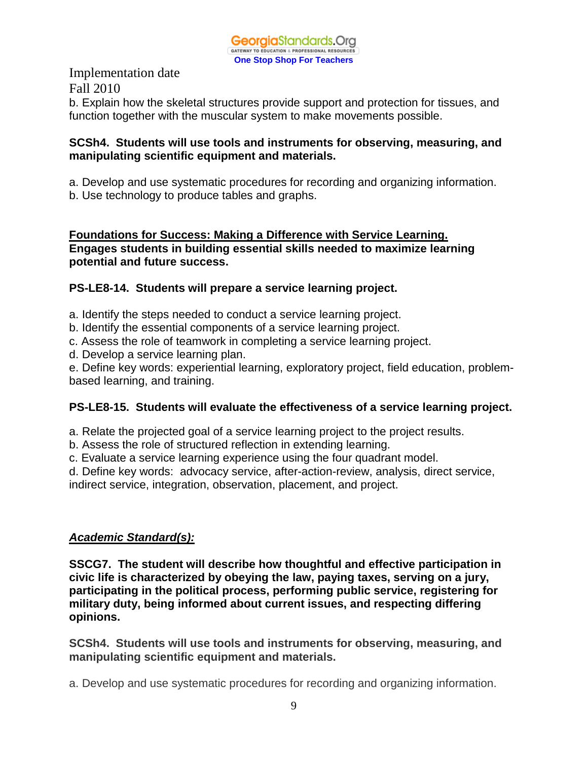Implementation date
Fall 2010

b. Explain how the skeletal structures provide support and protection for tissues, and function together with the muscular system to make movements possible.

**SCSh4. Students will use tools and instruments for observing, measuring, and manipulating scientific equipment and materials.**

a. Develop and use systematic procedures for recording and organizing information.
b. Use technology to produce tables and graphs.

**Foundations for Success: Making a Difference with Service Learning.**
**Engages students in building essential skills needed to maximize learning potential and future success.**

**PS-LE8-14. Students will prepare a service learning project.**

a. Identify the steps needed to conduct a service learning project.
b. Identify the essential components of a service learning project.
c. Assess the role of teamwork in completing a service learning project.
d. Develop a service learning plan.
e. Define key words: experiential learning, exploratory project, field education, problem-based learning, and training.

**PS-LE8-15. Students will evaluate the effectiveness of a service learning project.**

a. Relate the projected goal of a service learning project to the project results.
b. Assess the role of structured reflection in extending learning.
c. Evaluate a service learning experience using the four quadrant model.
d. Define key words: advocacy service, after-action-review, analysis, direct service, indirect service, integration, observation, placement, and project.

***Academic Standard(s):***

**SSCG7. The student will describe how thoughtful and effective participation in civic life is characterized by obeying the law, paying taxes, serving on a jury, participating in the political process, performing public service, registering for military duty, being informed about current issues, and respecting differing opinions.**

**SCSh4. Students will use tools and instruments for observing, measuring, and manipulating scientific equipment and materials.**

a. Develop and use systematic procedures for recording and organizing information.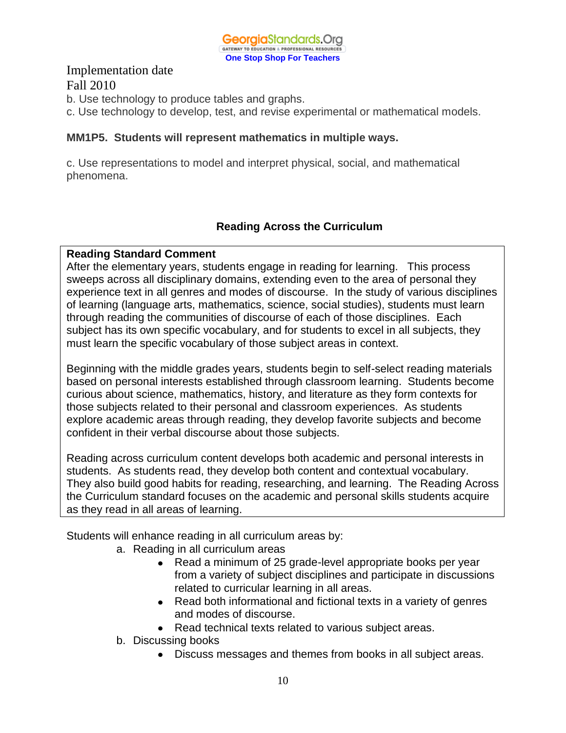Implementation date
Fall 2010

b. Use technology to produce tables and graphs.
c. Use technology to develop, test, and revise experimental or mathematical models.

**MM1P5. Students will represent mathematics in multiple ways.**

c. Use representations to model and interpret physical, social, and mathematical phenomena.

## Reading Across the Curriculum

**Reading Standard Comment**
After the elementary years, students engage in reading for learning. This process sweeps across all disciplinary domains, extending even to the area of personal they experience text in all genres and modes of discourse. In the study of various disciplines of learning (language arts, mathematics, science, social studies), students must learn through reading the communities of discourse of each of those disciplines. Each subject has its own specific vocabulary, and for students to excel in all subjects, they must learn the specific vocabulary of those subject areas in context.

Beginning with the middle grades years, students begin to self-select reading materials based on personal interests established through classroom learning. Students become curious about science, mathematics, history, and literature as they form contexts for those subjects related to their personal and classroom experiences. As students explore academic areas through reading, they develop favorite subjects and become confident in their verbal discourse about those subjects.

Reading across curriculum content develops both academic and personal interests in students. As students read, they develop both content and contextual vocabulary. They also build good habits for reading, researching, and learning. The Reading Across the Curriculum standard focuses on the academic and personal skills students acquire as they read in all areas of learning.

Students will enhance reading in all curriculum areas by:

a. Reading in all curriculum areas
   - Read a minimum of 25 grade-level appropriate books per year from a variety of subject disciplines and participate in discussions related to curricular learning in all areas.
   - Read both informational and fictional texts in a variety of genres and modes of discourse.
   - Read technical texts related to various subject areas.

b. Discussing books
   - Discuss messages and themes from books in all subject areas.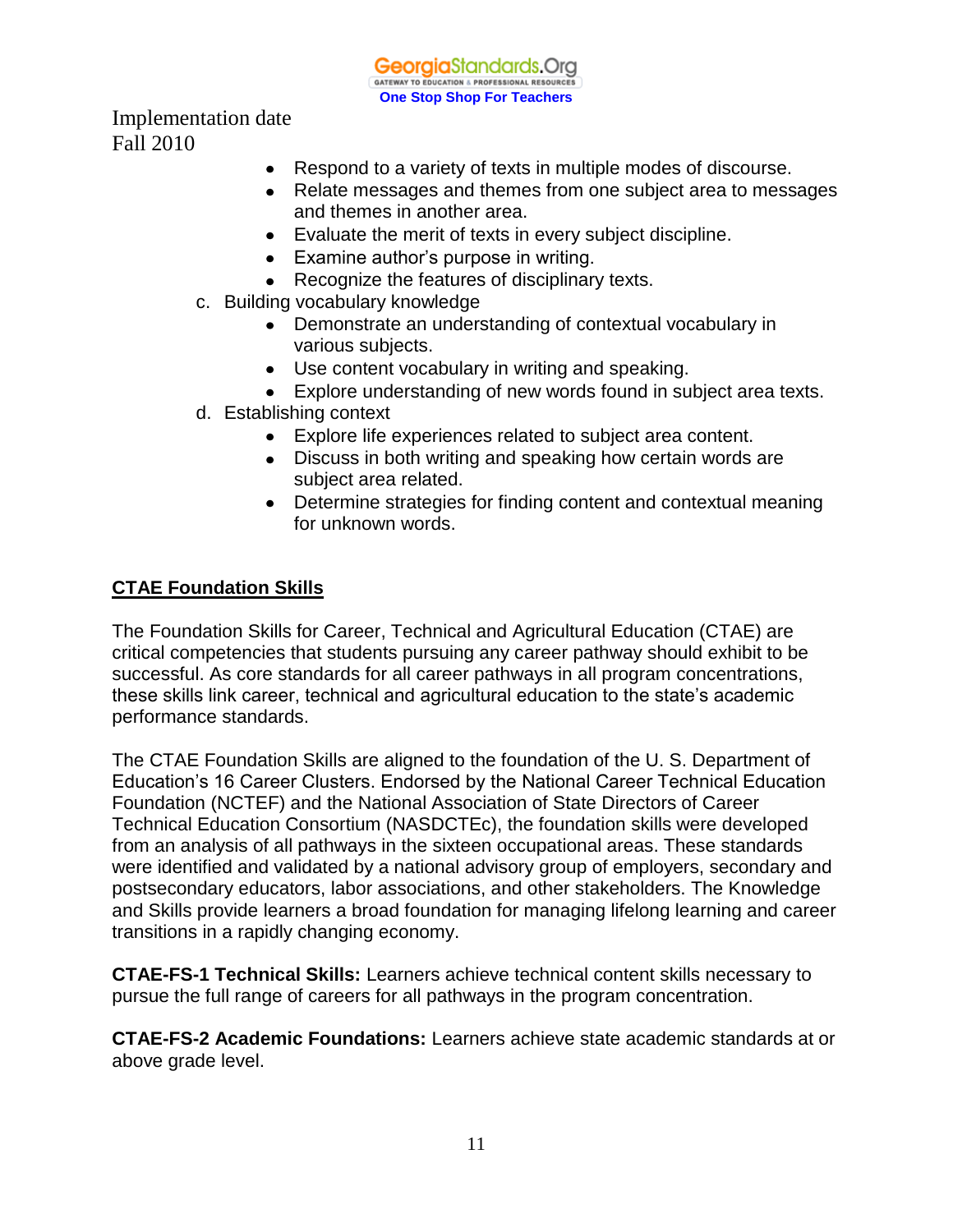Implementation date
Fall 2010

- Respond to a variety of texts in multiple modes of discourse.
- Relate messages and themes from one subject area to messages and themes in another area.
- Evaluate the merit of texts in every subject discipline.
- Examine author's purpose in writing.
- Recognize the features of disciplinary texts.

c. Building vocabulary knowledge
   - Demonstrate an understanding of contextual vocabulary in various subjects.
   - Use content vocabulary in writing and speaking.
   - Explore understanding of new words found in subject area texts.

d. Establishing context
   - Explore life experiences related to subject area content.
   - Discuss in both writing and speaking how certain words are subject area related.
   - Determine strategies for finding content and contextual meaning for unknown words.

## CTAE Foundation Skills

The Foundation Skills for Career, Technical and Agricultural Education (CTAE) are critical competencies that students pursuing any career pathway should exhibit to be successful. As core standards for all career pathways in all program concentrations, these skills link career, technical and agricultural education to the state's academic performance standards.

The CTAE Foundation Skills are aligned to the foundation of the U. S. Department of Education's 16 Career Clusters. Endorsed by the National Career Technical Education Foundation (NCTEF) and the National Association of State Directors of Career Technical Education Consortium (NASDCTEc), the foundation skills were developed from an analysis of all pathways in the sixteen occupational areas. These standards were identified and validated by a national advisory group of employers, secondary and postsecondary educators, labor associations, and other stakeholders. The Knowledge and Skills provide learners a broad foundation for managing lifelong learning and career transitions in a rapidly changing economy.

**CTAE-FS-1 Technical Skills:** Learners achieve technical content skills necessary to pursue the full range of careers for all pathways in the program concentration.

**CTAE-FS-2 Academic Foundations:** Learners achieve state academic standards at or above grade level.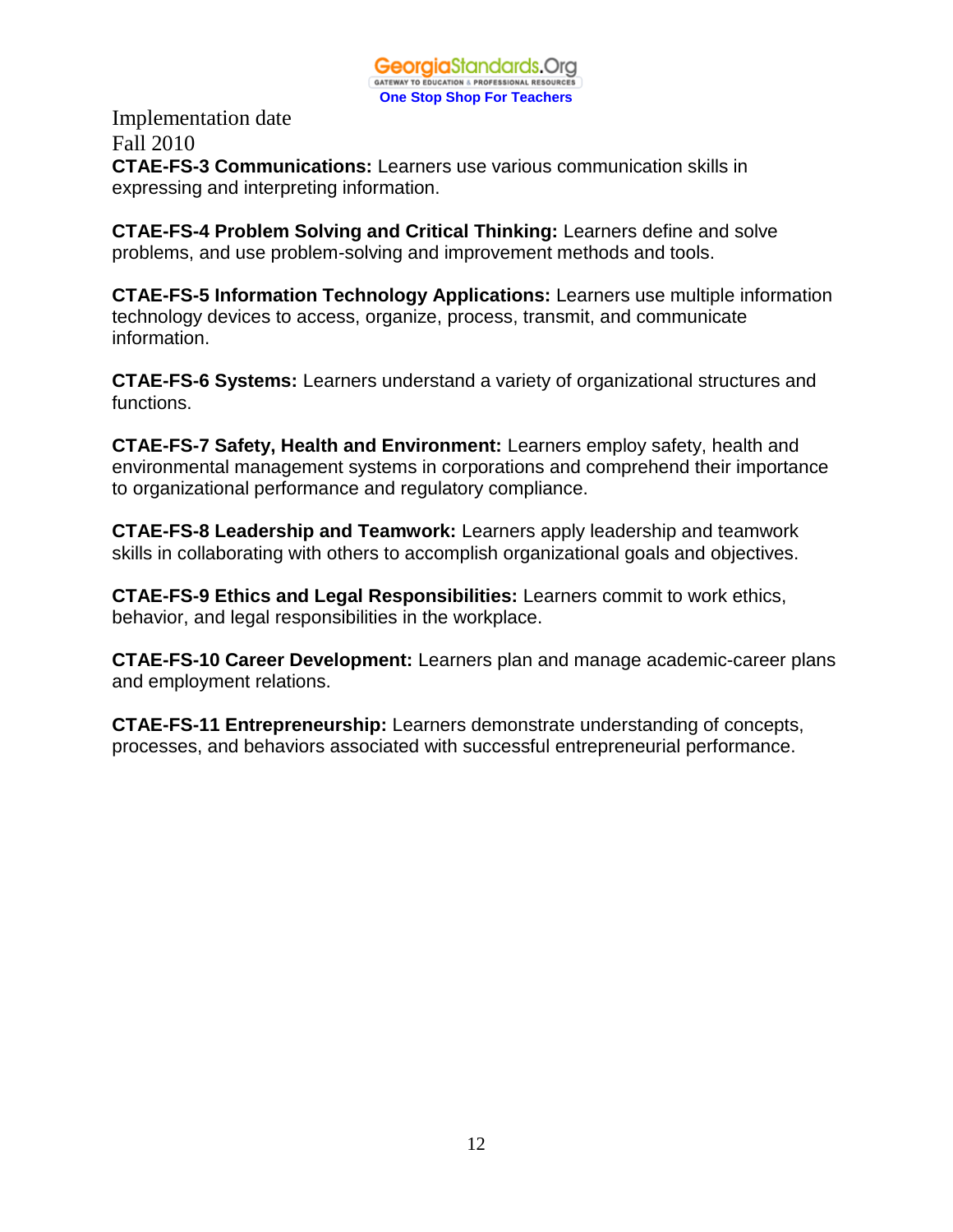Implementation date
Fall 2010

**CTAE-FS-3 Communications:** Learners use various communication skills in expressing and interpreting information.

**CTAE-FS-4 Problem Solving and Critical Thinking:** Learners define and solve problems, and use problem-solving and improvement methods and tools.

**CTAE-FS-5 Information Technology Applications:** Learners use multiple information technology devices to access, organize, process, transmit, and communicate information.

**CTAE-FS-6 Systems:** Learners understand a variety of organizational structures and functions.

**CTAE-FS-7 Safety, Health and Environment:** Learners employ safety, health and environmental management systems in corporations and comprehend their importance to organizational performance and regulatory compliance.

**CTAE-FS-8 Leadership and Teamwork:** Learners apply leadership and teamwork skills in collaborating with others to accomplish organizational goals and objectives.

**CTAE-FS-9 Ethics and Legal Responsibilities:** Learners commit to work ethics, behavior, and legal responsibilities in the workplace.

**CTAE-FS-10 Career Development:** Learners plan and manage academic-career plans and employment relations.

**CTAE-FS-11 Entrepreneurship:** Learners demonstrate understanding of concepts, processes, and behaviors associated with successful entrepreneurial performance.